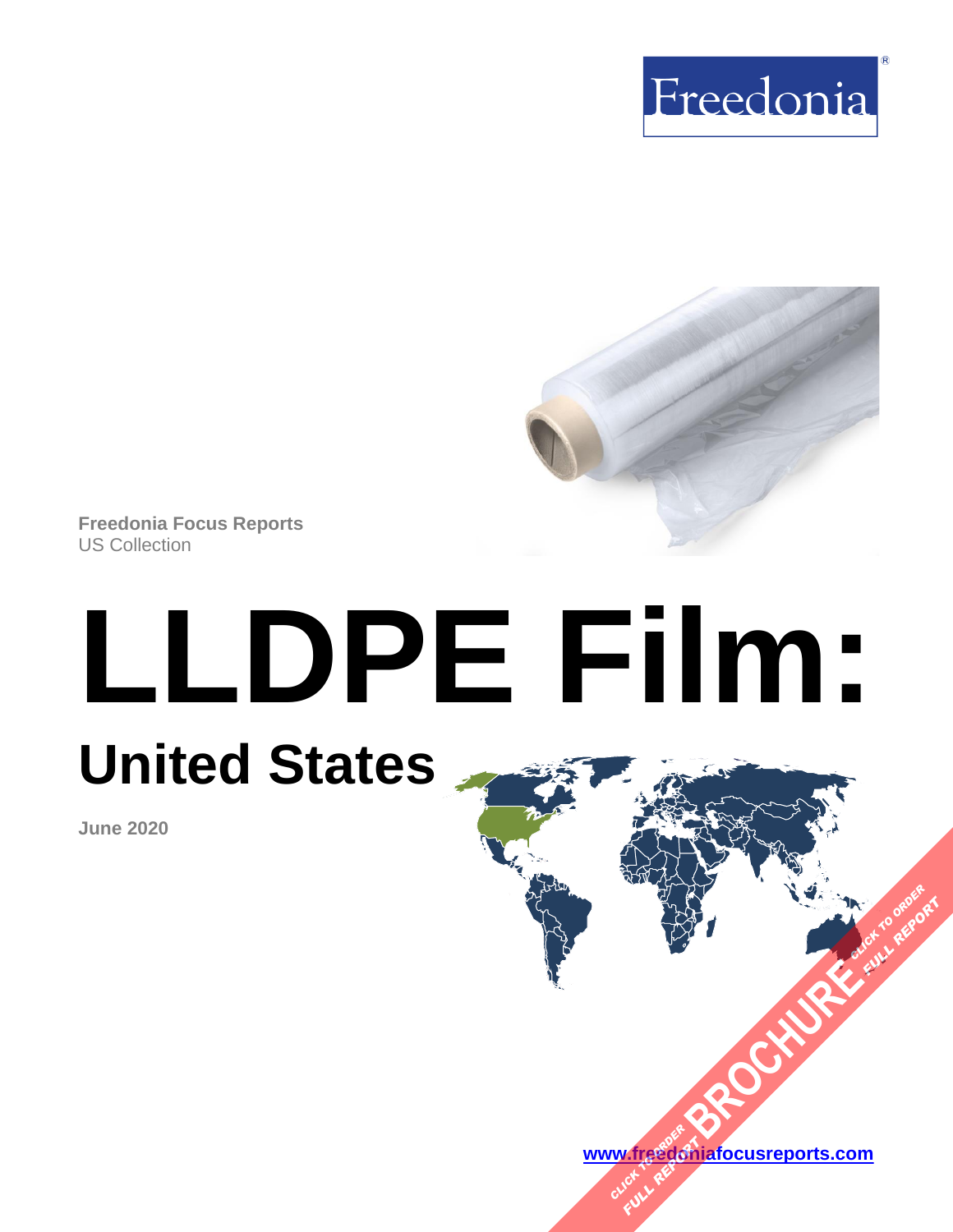Freedonia

Freedonia Focus Reports
US Collection

# LLDPE Film:

## United States

June 2020

[www.freedoniafocusreports.com](http://www.freedoniafocusreports.com)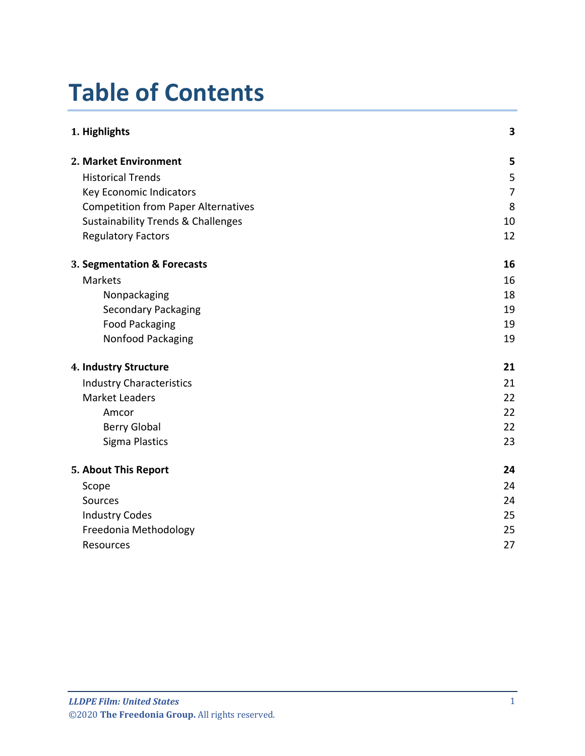# Table of Contents

| | |
|---|---|
| **1. Highlights** | **3** |
| **2. Market Environment** | **5** |
| Historical Trends | 5 |
| Key Economic Indicators | 7 |
| Competition from Paper Alternatives | 8 |
| Sustainability Trends & Challenges | 10 |
| Regulatory Factors | 12 |
| **3. Segmentation & Forecasts** | **16** |
| Markets | 16 |
| Nonpackaging | 18 |
| Secondary Packaging | 19 |
| Food Packaging | 19 |
| Nonfood Packaging | 19 |
| **4. Industry Structure** | **21** |
| Industry Characteristics | 21 |
| Market Leaders | 22 |
| Amcor | 22 |
| Berry Global | 22 |
| Sigma Plastics | 23 |
| **5. About This Report** | **24** |
| Scope | 24 |
| Sources | 24 |
| Industry Codes | 25 |
| Freedonia Methodology | 25 |
| Resources | 27 |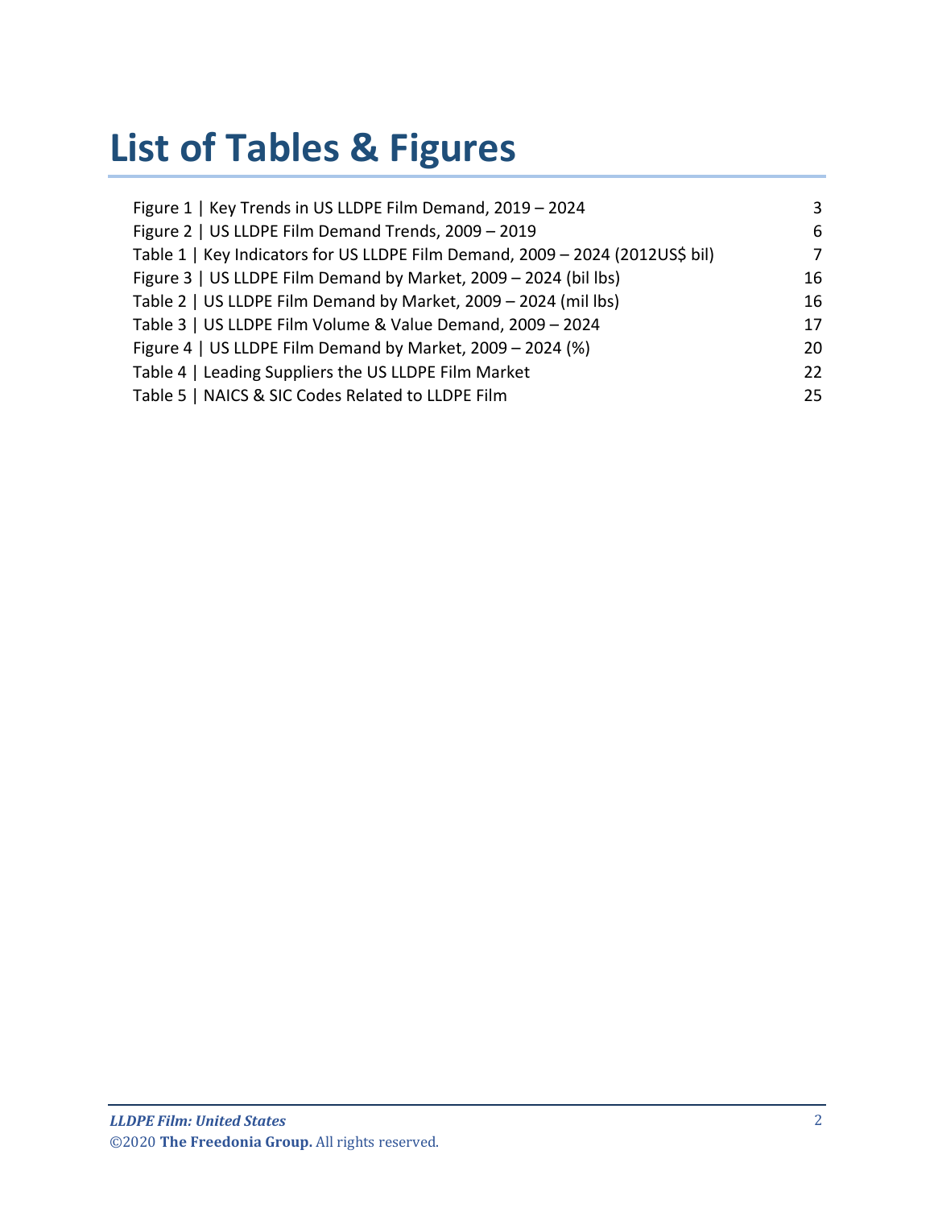# List of Tables & Figures

| | |
|---|---|
| Figure 1 \| Key Trends in US LLDPE Film Demand, 2019 – 2024 | 3 |
| Figure 2 \| US LLDPE Film Demand Trends, 2009 – 2019 | 6 |
| Table 1 \| Key Indicators for US LLDPE Film Demand, 2009 – 2024 (2012US$ bil) | 7 |
| Figure 3 \| US LLDPE Film Demand by Market, 2009 – 2024 (bil lbs) | 16 |
| Table 2 \| US LLDPE Film Demand by Market, 2009 – 2024 (mil lbs) | 16 |
| Table 3 \| US LLDPE Film Volume & Value Demand, 2009 – 2024 | 17 |
| Figure 4 \| US LLDPE Film Demand by Market, 2009 – 2024 (%) | 20 |
| Table 4 \| Leading Suppliers the US LLDPE Film Market | 22 |
| Table 5 \| NAICS & SIC Codes Related to LLDPE Film | 25 |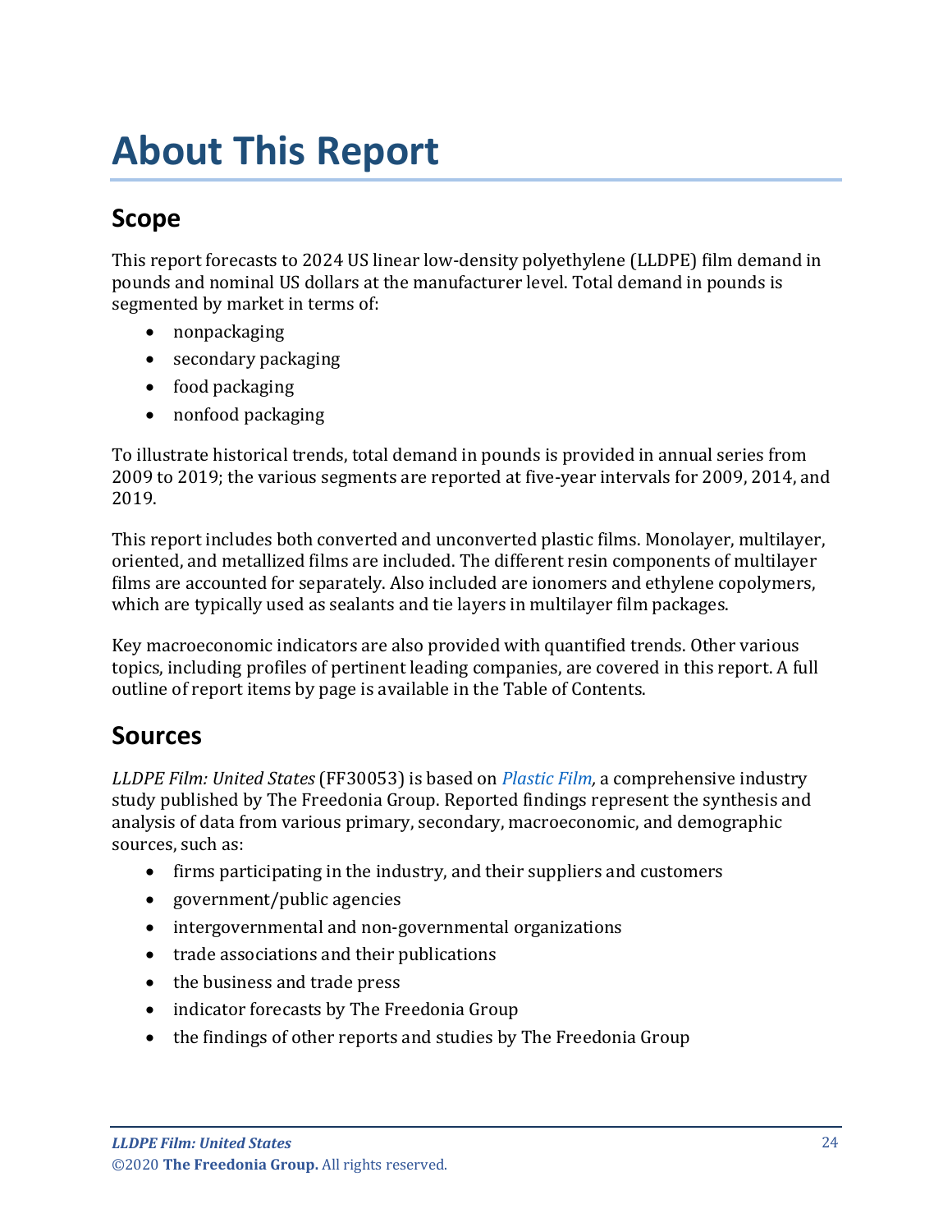# About This Report

## Scope

This report forecasts to 2024 US linear low-density polyethylene (LLDPE) film demand in pounds and nominal US dollars at the manufacturer level. Total demand in pounds is segmented by market in terms of:

- nonpackaging
- secondary packaging
- food packaging
- nonfood packaging

To illustrate historical trends, total demand in pounds is provided in annual series from 2009 to 2019; the various segments are reported at five-year intervals for 2009, 2014, and 2019.

This report includes both converted and unconverted plastic films. Monolayer, multilayer, oriented, and metallized films are included. The different resin components of multilayer films are accounted for separately. Also included are ionomers and ethylene copolymers, which are typically used as sealants and tie layers in multilayer film packages.

Key macroeconomic indicators are also provided with quantified trends. Other various topics, including profiles of pertinent leading companies, are covered in this report. A full outline of report items by page is available in the Table of Contents.

## Sources

*LLDPE Film: United States* (FF30053) is based on *Plastic Film,* a comprehensive industry study published by The Freedonia Group. Reported findings represent the synthesis and analysis of data from various primary, secondary, macroeconomic, and demographic sources, such as:

- firms participating in the industry, and their suppliers and customers
- government/public agencies
- intergovernmental and non-governmental organizations
- trade associations and their publications
- the business and trade press
- indicator forecasts by The Freedonia Group
- the findings of other reports and studies by The Freedonia Group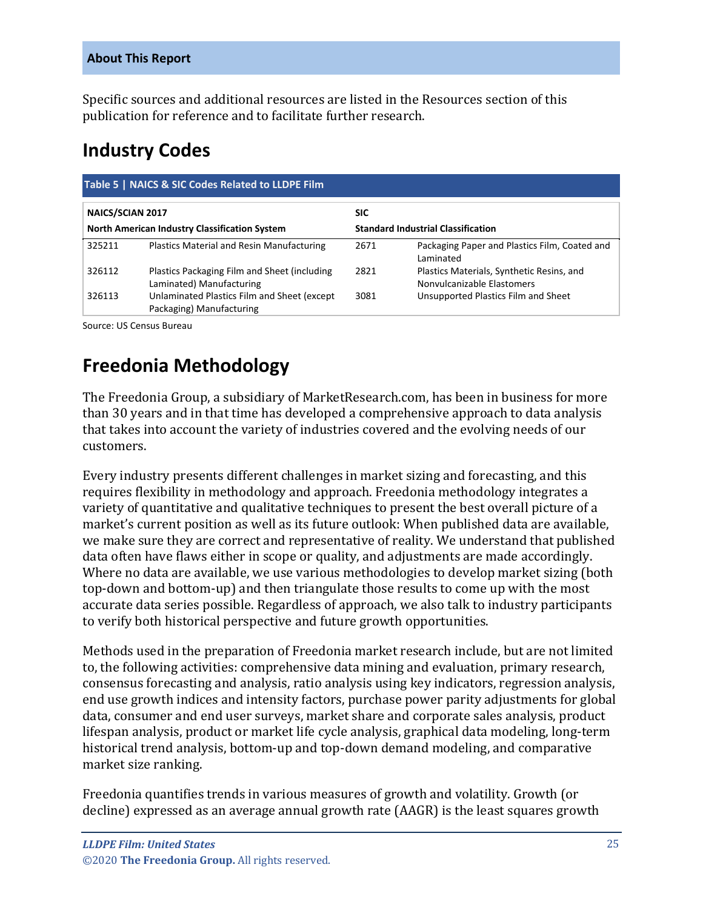## About This Report

Specific sources and additional resources are listed in the Resources section of this publication for reference and to facilitate further research.

# Industry Codes

**Table 5 | NAICS & SIC Codes Related to LLDPE Film**

| **NAICS/SCIAN 2017** | | **SIC** | |
|---|---|---|---|
| **North American Industry Classification System** | | **Standard Industrial Classification** | |
| 325211 | Plastics Material and Resin Manufacturing | 2671 | Packaging Paper and Plastics Film, Coated and Laminated |
| 326112 | Plastics Packaging Film and Sheet (including Laminated) Manufacturing | 2821 | Plastics Materials, Synthetic Resins, and Nonvulcanizable Elastomers |
| 326113 | Unlaminated Plastics Film and Sheet (except Packaging) Manufacturing | 3081 | Unsupported Plastics Film and Sheet |

Source: US Census Bureau

# Freedonia Methodology

The Freedonia Group, a subsidiary of MarketResearch.com, has been in business for more than 30 years and in that time has developed a comprehensive approach to data analysis that takes into account the variety of industries covered and the evolving needs of our customers.

Every industry presents different challenges in market sizing and forecasting, and this requires flexibility in methodology and approach. Freedonia methodology integrates a variety of quantitative and qualitative techniques to present the best overall picture of a market's current position as well as its future outlook: When published data are available, we make sure they are correct and representative of reality. We understand that published data often have flaws either in scope or quality, and adjustments are made accordingly. Where no data are available, we use various methodologies to develop market sizing (both top-down and bottom-up) and then triangulate those results to come up with the most accurate data series possible. Regardless of approach, we also talk to industry participants to verify both historical perspective and future growth opportunities.

Methods used in the preparation of Freedonia market research include, but are not limited to, the following activities: comprehensive data mining and evaluation, primary research, consensus forecasting and analysis, ratio analysis using key indicators, regression analysis, end use growth indices and intensity factors, purchase power parity adjustments for global data, consumer and end user surveys, market share and corporate sales analysis, product lifespan analysis, product or market life cycle analysis, graphical data modeling, long-term historical trend analysis, bottom-up and top-down demand modeling, and comparative market size ranking.

Freedonia quantifies trends in various measures of growth and volatility. Growth (or decline) expressed as an average annual growth rate (AAGR) is the least squares growth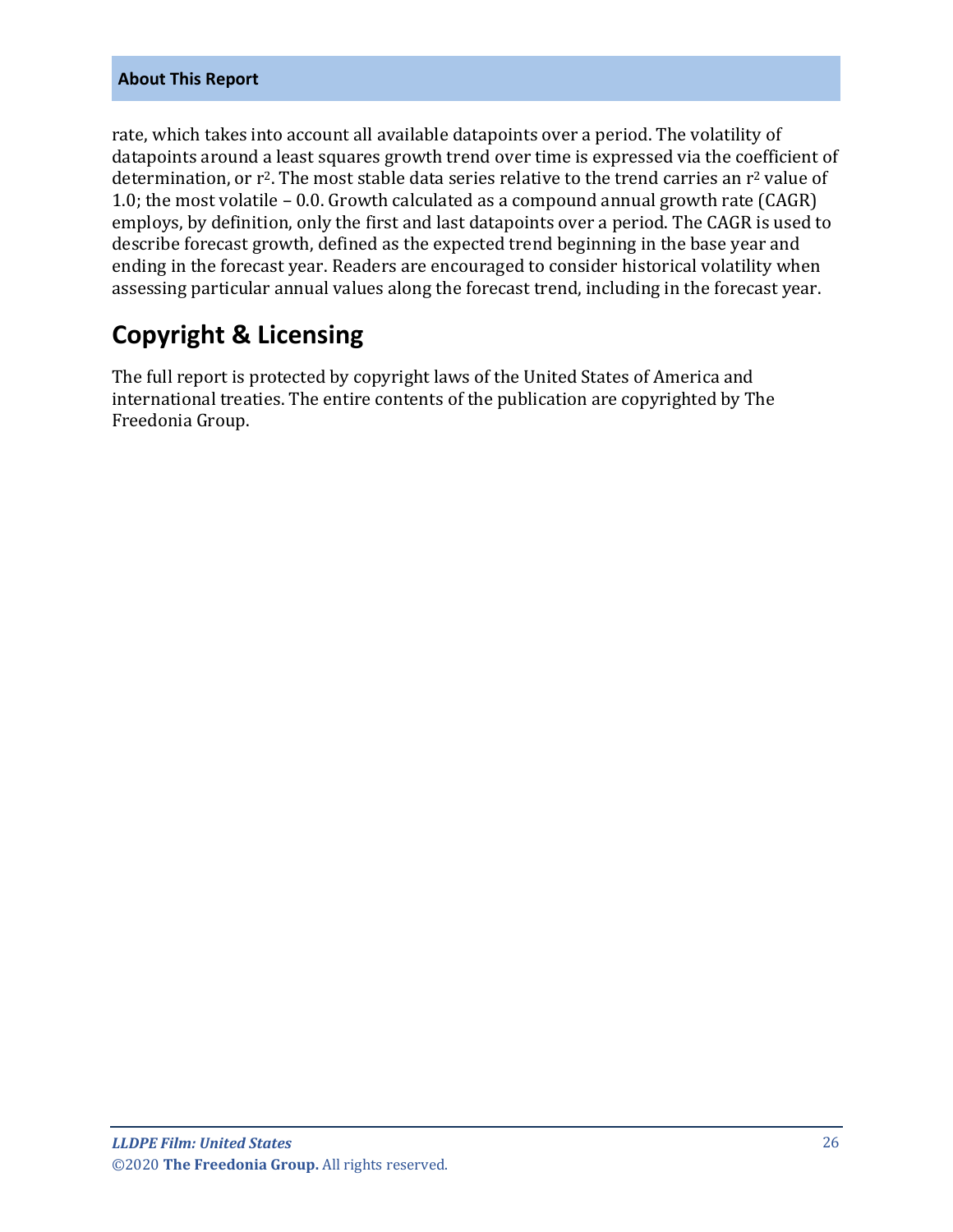rate, which takes into account all available datapoints over a period. The volatility of datapoints around a least squares growth trend over time is expressed via the coefficient of determination, or $r^2$. The most stable data series relative to the trend carries an $r^2$ value of 1.0; the most volatile – 0.0. Growth calculated as a compound annual growth rate (CAGR) employs, by definition, only the first and last datapoints over a period. The CAGR is used to describe forecast growth, defined as the expected trend beginning in the base year and ending in the forecast year. Readers are encouraged to consider historical volatility when assessing particular annual values along the forecast trend, including in the forecast year.

## Copyright & Licensing

The full report is protected by copyright laws of the United States of America and international treaties. The entire contents of the publication are copyrighted by The Freedonia Group.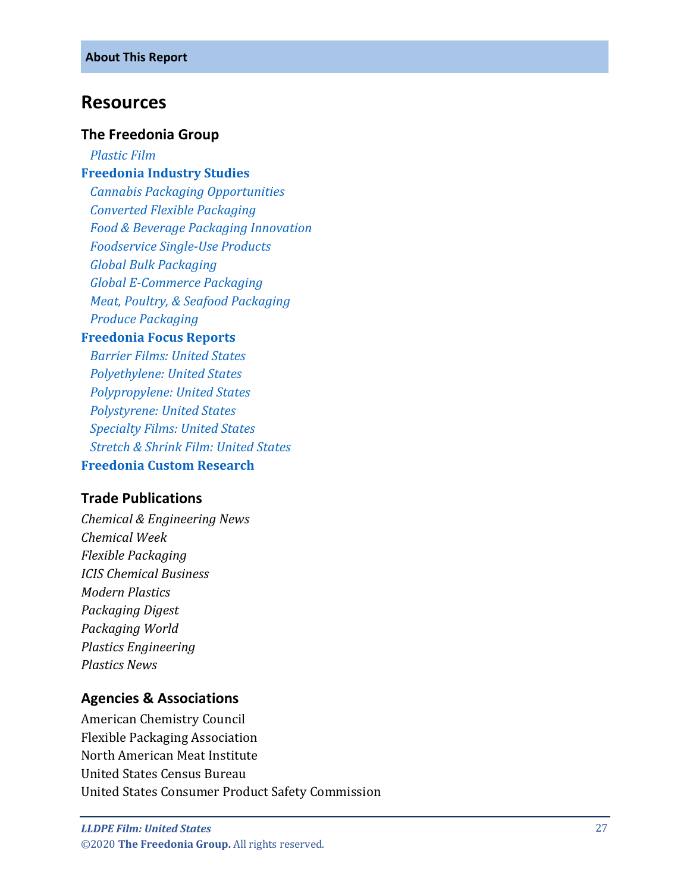## Resources

### The Freedonia Group

*Plastic Film*

**Freedonia Industry Studies**

*Cannabis Packaging Opportunities*
*Converted Flexible Packaging*
*Food & Beverage Packaging Innovation*
*Foodservice Single-Use Products*
*Global Bulk Packaging*
*Global E-Commerce Packaging*
*Meat, Poultry, & Seafood Packaging*
*Produce Packaging*

**Freedonia Focus Reports**

*Barrier Films: United States*
*Polyethylene: United States*
*Polypropylene: United States*
*Polystyrene: United States*
*Specialty Films: United States*
*Stretch & Shrink Film: United States*

**Freedonia Custom Research**

### Trade Publications

*Chemical & Engineering News*
*Chemical Week*
*Flexible Packaging*
*ICIS Chemical Business*
*Modern Plastics*
*Packaging Digest*
*Packaging World*
*Plastics Engineering*
*Plastics News*

### Agencies & Associations

American Chemistry Council
Flexible Packaging Association
North American Meat Institute
United States Census Bureau
United States Consumer Product Safety Commission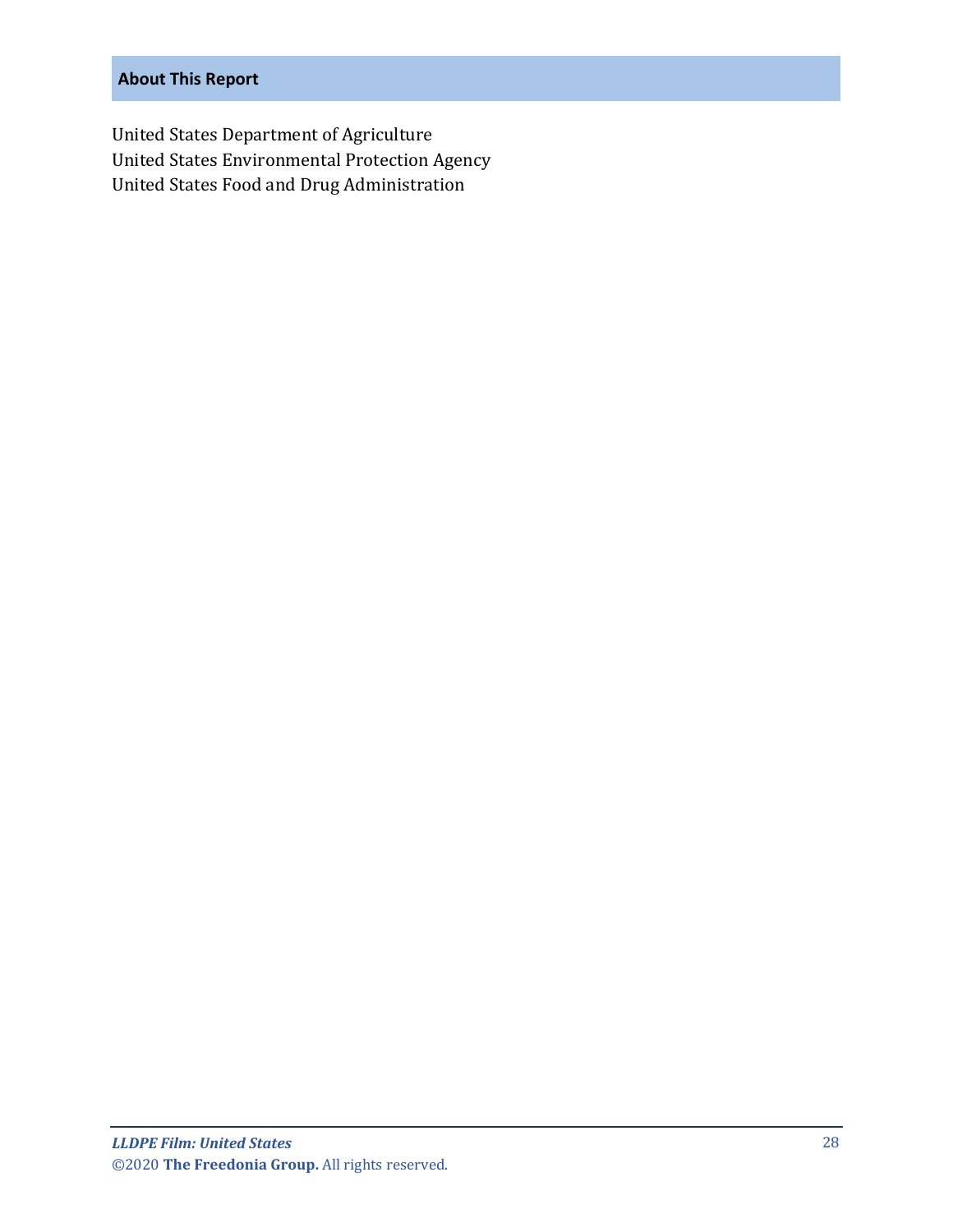## About This Report

United States Department of Agriculture
United States Environmental Protection Agency
United States Food and Drug Administration